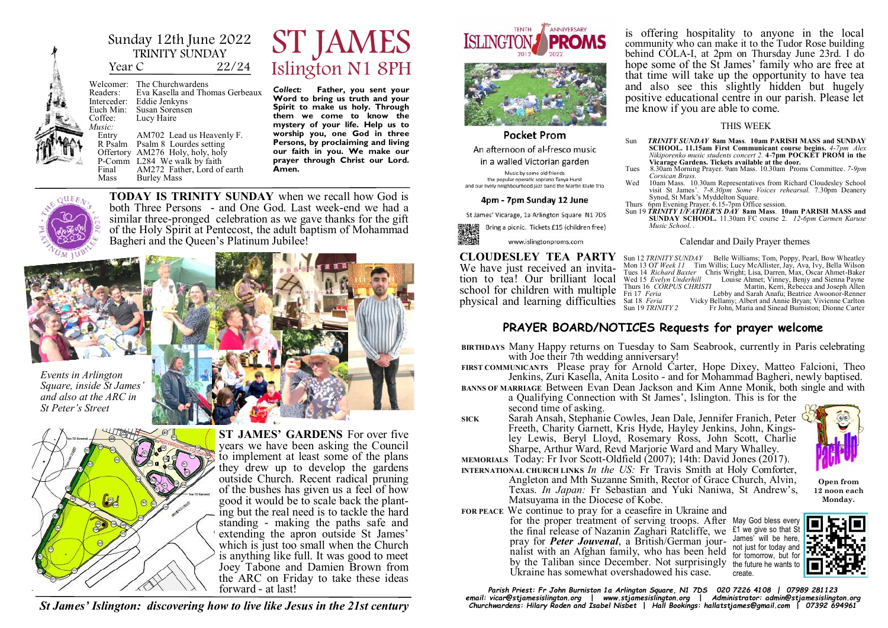Sunday 12th June 2022
TRINITY SUNDAY
Year C 22/24

# ST JAMES
## Islington N1 8PH

Welcomer: The Churchwardens
Readers: Eva Kasella and Thomas Gerbeaux
Interceder: Eddie Jenkyns
Euch Min: Susan Sorensen
Coffee: Lucy Haire

*Music:*
- Entry: AM702 Lead us Heavenly F.
- R Psalm: Psalm 8 Lourdes setting
- Offertory: AM276 Holy, holy, holy
- P-Comm: L284 We walk by faith
- Final: AM272 Father, Lord of earth
- Mass: Burley Mass

*Collect:* **Father, you sent your Word to bring us truth and your Spirit to make us holy. Through them we come to know the mystery of your life. Help us to worship you, one God in three Persons, by proclaiming and living our faith in you. We make our prayer through Christ our Lord. Amen.**

**TODAY IS TRINITY SUNDAY** when we recall how God is both Three Persons - and One God. Last week-end we had a similar three-pronged celebration as we gave thanks for the gift of the Holy Spirit at Pentecost, the adult baptism of Mohammad Bagheri and the Queen's Platinum Jubilee!

*Events in Arlington Square, inside St James' and also at the ARC in St Peter's Street*

**ST JAMES' GARDENS** For over five years we have been asking the Council to implement at least some of the plans they drew up to develop the gardens outside Church. Recent radical pruning of the bushes has given us a feel of how good it would be to scale back the planting but the real need is to tackle the hard standing - making the paths safe and extending the apron outside St James' which is just too small when the Church is anything like full. It was good to meet Joey Tabone and Damien Brown from the ARC on Friday to take these ideas forward - at last!

*St James' Islington: discovering how to live like Jesus in the 21st century*

ISLINGTON PROMS — TENTH ANNIVERSARY 2012–2022

**Pocket Prom**
An afternoon of al-fresco music in a walled Victorian garden

Music by some old friends: the popular operatic soprano Tanya Hurst and our lively neighbourhood jazz band the Martin Klute Trio

**4pm - 7pm Sunday 12 June**

St James' Vicarage, 1a Arlington Square N1 7DS

Bring a picnic. Tickets £15 (children free)

www.islingtonproms.com

**CLOUDESLEY TEA PARTY** We have just received an invitation to tea! Our brilliant local school for children with multiple physical and learning difficulties is offering hospitality to anyone in the local community who can make it to the Tudor Rose building behind COLA-I, at 2pm on Thursday June 23rd. I do hope some of the St James' family who are free at that time will take up the opportunity to have tea and also see this slightly hidden but hugely positive educational centre in our parish. Please let me know if you are able to come.

### THIS WEEK

- **Sun** *TRINITY SUNDAY* **8am Mass. 10am PARISH MASS and SUNDAY SCHOOL. 11.15am First Communicant course begins.** *4-7pm Alex Nikiporenko music students concert 2.* **4-7pm POCKET PROM in the Vicarage Gardens. Tickets available at the door.**
- **Tues** 8.30am Morning Prayer. 9am Mass. 10.30am Proms Committee. *7-9pm Corsican Brass.*
- **Wed** 10am Mass. 10.30am Representatives from Richard Cloudesley School visit St James'. *7-8.30pm Some Voices rehearsal.* 7.30pm Deanery Synod, St Mark's Myddelton Square.
- **Thurs** 6pm Evening Prayer. 6.15-7pm Office session.
- **Sun 19** *TRINITY 1/FATHER'S DAY* **8am Mass. 10am PARISH MASS and SUNDAY SCHOOL.** 11.30am FC course 2. *12-6pm Carmen Karuse Music School.*

### Calendar and Daily Prayer themes

| | |
|---|---|
| Sun 12 *TRINITY SUNDAY* | Belle Williams; Tom, Poppy, Pearl, Bow Wheatley |
| Mon 13 *OT Week 11* | Tim Willis; Lucy McAllister, Jay, Ava, Ivy, Bella Wilson |
| Tues 14 *Richard Baxter* | Chris Wright; Lisa, Darren, Max, Oscar Ahmet-Baker |
| Wed 15 *Evelyn Underhill* | Louise Ahmet; Vinney, Benjy and Sienna Payne |
| Thurs 16 *CORPUS CHRISTI* | Martin, Kerri, Rebecca and Joseph Allen |
| Fri 17 *Feria* | Lebby and Sarah Anafu; Beatrice Awoonor-Renner |
| Sat 18 *Feria* | Vicky Bellamy; Albert and Annie Bryan; Vivienne Carlton |
| Sun 19 *TRINITY 2* | Fr John, Maria and Sinead Burniston; Dionne Carter |

## PRAYER BOARD/NOTICES Requests for prayer welcome

**BIRTHDAYS** Many Happy returns on Tuesday to Sam Seabrook, currently in Paris celebrating with Joe their 7th wedding anniversary!

**FIRST COMMUNICANTS** Please pray for Arnold Carter, Hope Dixey, Matteo Falcioni, Theo Jenkins, Zuri Kasella, Anita Losito - and for Mohammad Bagheri, newly baptised.

**BANNS OF MARRIAGE** Between Evan Dean Jackson and Kim Anne Monik, both single and with a Qualifying Connection with St James', Islington. This is for the second time of asking.

**SICK** Sarah Ansah, Stephanie Cowles, Jean Dale, Jennifer Franich, Peter Freeth, Charity Garnett, Kris Hyde, Hayley Jenkins, John, Kingsley Lewis, Beryl Lloyd, Rosemary Ross, John Scott, Charlie Sharpe, Arthur Ward, Revd Marjorie Ward and Mary Whalley.

**MEMORIALS** Today: Fr Ivor Scott-Oldfield (2007); 14th: David Jones (2017).

**INTERNATIONAL CHURCH LINKS** *In the US:* Fr Travis Smith at Holy Comforter, Angleton and Mth Suzanne Smith, Rector of Grace Church, Alvin, Texas. *In Japan:* Fr Sebastian and Yuki Naniwa, St Andrew's, Matsuyama in the Diocese of Kobe.

Pack-Up — **Open from 12 noon each Monday.**

**FOR PEACE** We continue to pray for a ceasefire in Ukraine and for the proper treatment of serving troops. After the final release of Nazanin Zaghari Ratcliffe, we pray for ***Peter Jouvenal***, a British/German journalist with an Afghan family, who has been held by the Taliban since December. Not surprisingly Ukraine has somewhat overshadowed his case.

May God bless every £1 we give so that St James' will be here, not just for today and for tomorrow, but for the future he wants to create.

*Parish Priest: Fr John Burniston 1a Arlington Square, N1 7DS 020 7226 4108 | 07989 281123*
*email: vicar@stjamesislington.org | www.stjamesislington.org | Administrator: admin@stjamesislington.org*
*Churchwardens: Hilary Roden and Isabel Nisbet | Hall Bookings: hallatstjames@gmail.com | 07392 694961*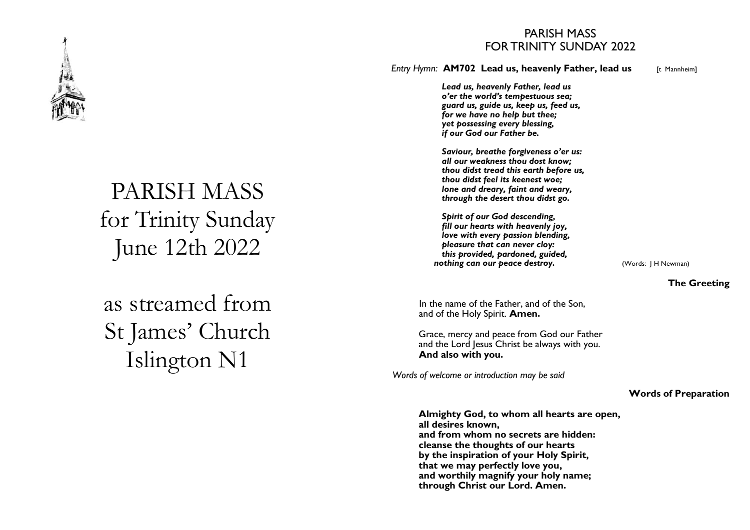# PARISH MASS
## for Trinity Sunday
## June 12th 2022

## as streamed from
## St James' Church
## Islington N1

PARISH MASS
FOR TRINITY SUNDAY 2022

*Entry Hymn:* **AM702 Lead us, heavenly Father, lead us** [t Mannheim]

***Lead us, heavenly Father, lead us***
***o'er the world's tempestuous sea;***
***guard us, guide us, keep us, feed us,***
***for we have no help but thee;***
***yet possessing every blessing,***
***if our God our Father be.***

***Saviour, breathe forgiveness o'er us:***
***all our weakness thou dost know;***
***thou didst tread this earth before us,***
***thou didst feel its keenest woe;***
***lone and dreary, faint and weary,***
***through the desert thou didst go.***

***Spirit of our God descending,***
***fill our hearts with heavenly joy,***
***love with every passion blending,***
***pleasure that can never cloy:***
***this provided, pardoned, guided,***
***nothing can our peace destroy.***

(Words: J H Newman)

**The Greeting**

In the name of the Father, and of the Son,
and of the Holy Spirit. **Amen.**

Grace, mercy and peace from God our Father
and the Lord Jesus Christ be always with you.
**And also with you.**

*Words of welcome or introduction may be said*

**Words of Preparation**

**Almighty God, to whom all hearts are open,**
**all desires known,**
**and from whom no secrets are hidden:**
**cleanse the thoughts of our hearts**
**by the inspiration of your Holy Spirit,**
**that we may perfectly love you,**
**and worthily magnify your holy name;**
**through Christ our Lord. Amen.**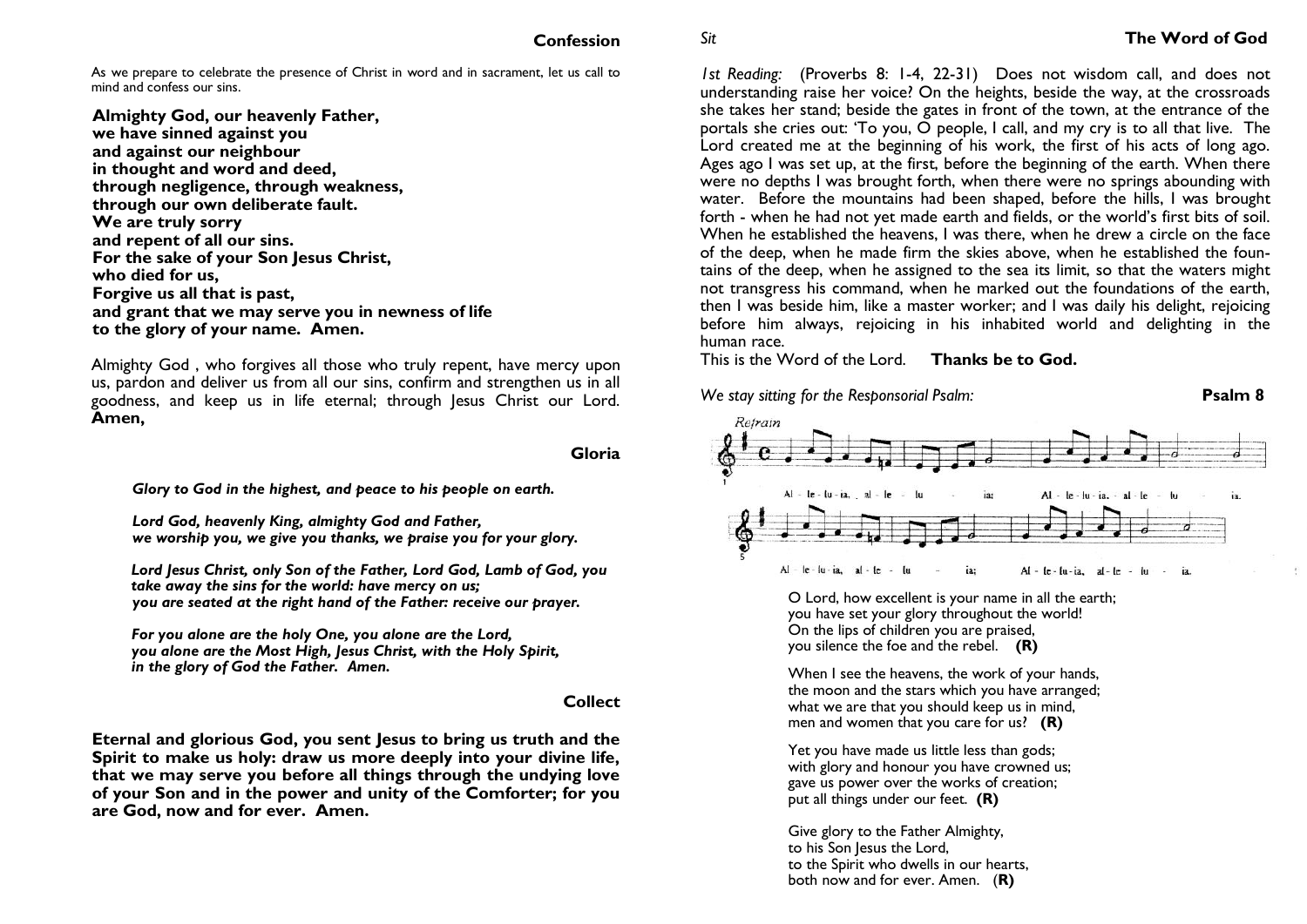## Confession

As we prepare to celebrate the presence of Christ in word and in sacrament, let us call to mind and confess our sins.

**Almighty God, our heavenly Father,**
**we have sinned against you**
**and against our neighbour**
**in thought and word and deed,**
**through negligence, through weakness,**
**through our own deliberate fault.**
**We are truly sorry**
**and repent of all our sins.**
**For the sake of your Son Jesus Christ,**
**who died for us,**
**Forgive us all that is past,**
**and grant that we may serve you in newness of life**
**to the glory of your name. Amen.**

Almighty God , who forgives all those who truly repent, have mercy upon us, pardon and deliver us from all our sins, confirm and strengthen us in all goodness, and keep us in life eternal; through Jesus Christ our Lord. **Amen,**

## Gloria

***Glory to God in the highest, and peace to his people on earth.***

***Lord God, heavenly King, almighty God and Father,***
***we worship you, we give you thanks, we praise you for your glory.***

***Lord Jesus Christ, only Son of the Father, Lord God, Lamb of God, you take away the sins for the world: have mercy on us;***
***you are seated at the right hand of the Father: receive our prayer.***

***For you alone are the holy One, you alone are the Lord,***
***you alone are the Most High, Jesus Christ, with the Holy Spirit,***
***in the glory of God the Father. Amen.***

## Collect

**Eternal and glorious God, you sent Jesus to bring us truth and the Spirit to make us holy: draw us more deeply into your divine life, that we may serve you before all things through the undying love of your Son and in the power and unity of the Comforter; for you are God, now and for ever. Amen.**

*Sit*

## The Word of God

*1st Reading:* (Proverbs 8: 1-4, 22-31) Does not wisdom call, and does not understanding raise her voice? On the heights, beside the way, at the crossroads she takes her stand; beside the gates in front of the town, at the entrance of the portals she cries out: 'To you, O people, I call, and my cry is to all that live. The Lord created me at the beginning of his work, the first of his acts of long ago. Ages ago I was set up, at the first, before the beginning of the earth. When there were no depths I was brought forth, when there were no springs abounding with water. Before the mountains had been shaped, before the hills, I was brought forth - when he had not yet made earth and fields, or the world's first bits of soil. When he established the heavens, I was there, when he drew a circle on the face of the deep, when he made firm the skies above, when he established the fountains of the deep, when he assigned to the sea its limit, so that the waters might not transgress his command, when he marked out the foundations of the earth, then I was beside him, like a master worker; and I was daily his delight, rejoicing before him always, rejoicing in his inhabited world and delighting in the human race.
This is the Word of the Lord. **Thanks be to God.**

*We stay sitting for the Responsorial Psalm:* **Psalm 8**

Refrain

Al - le - lu - ia, al - le - lu - ia; Al - le - lu - ia. al - le - lu - ia.
Al - le - lu - ia, al - le - lu - ia; Al - le - lu - ia, al - le - lu - ia.

O Lord, how excellent is your name in all the earth;
you have set your glory throughout the world!
On the lips of children you are praised,
you silence the foe and the rebel. **(R)**

When I see the heavens, the work of your hands,
the moon and the stars which you have arranged;
what we are that you should keep us in mind,
men and women that you care for us? **(R)**

Yet you have made us little less than gods;
with glory and honour you have crowned us;
gave us power over the works of creation;
put all things under our feet. **(R)**

Give glory to the Father Almighty,
to his Son Jesus the Lord,
to the Spirit who dwells in our hearts,
both now and for ever. Amen. (**R)**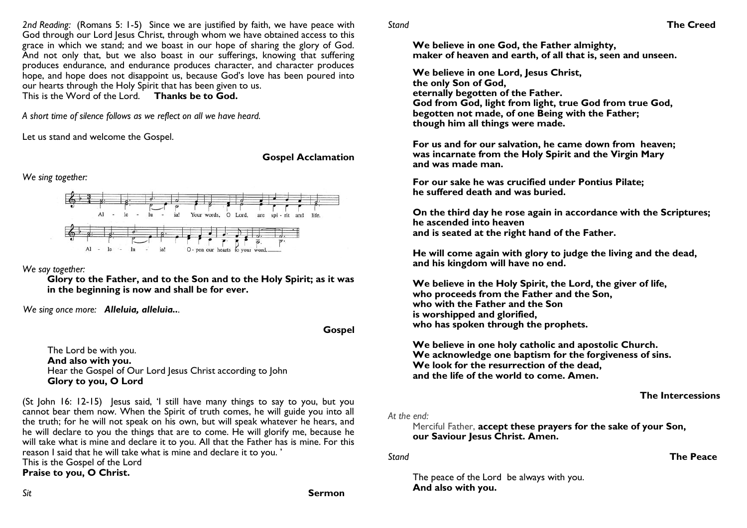*2nd Reading:* (Romans 5: 1-5) Since we are justified by faith, we have peace with God through our Lord Jesus Christ, through whom we have obtained access to this grace in which we stand; and we boast in our hope of sharing the glory of God. And not only that, but we also boast in our sufferings, knowing that suffering produces endurance, and endurance produces character, and character produces hope, and hope does not disappoint us, because God's love has been poured into our hearts through the Holy Spirit that has been given to us.
This is the Word of the Lord. **Thanks be to God.**

*A short time of silence follows as we reflect on all we have heard.*

Let us stand and welcome the Gospel.

**Gospel Acclamation**

*We sing together:*

Al - le - lu - ia! Your words, O Lord, are spi - rit and life.
Al - le - lu - ia! O - pen our hearts to your word.

*We say together:*

**Glory to the Father, and to the Son and to the Holy Spirit; as it was in the beginning is now and shall be for ever.**

*We sing once more:* ***Alleluia, alleluia..***

**Gospel**

The Lord be with you.
**And also with you.**
Hear the Gospel of Our Lord Jesus Christ according to John
**Glory to you, O Lord**

(St John 16: 12-15) Jesus said, 'I still have many things to say to you, but you cannot bear them now. When the Spirit of truth comes, he will guide you into all the truth; for he will not speak on his own, but will speak whatever he hears, and he will declare to you the things that are to come. He will glorify me, because he will take what is mine and declare it to you. All that the Father has is mine. For this reason I said that he will take what is mine and declare it to you. '
This is the Gospel of the Lord
**Praise to you, O Christ.**

*Sit* **Sermon**

*Stand* **The Creed**

**We believe in one God, the Father almighty,
maker of heaven and earth, of all that is, seen and unseen.**

**We believe in one Lord, Jesus Christ,
the only Son of God,
eternally begotten of the Father.
God from God, light from light, true God from true God,
begotten not made, of one Being with the Father;
though him all things were made.**

**For us and for our salvation, he came down from heaven;
was incarnate from the Holy Spirit and the Virgin Mary
and was made man.**

**For our sake he was crucified under Pontius Pilate;
he suffered death and was buried.**

**On the third day he rose again in accordance with the Scriptures;
he ascended into heaven
and is seated at the right hand of the Father.**

**He will come again with glory to judge the living and the dead,
and his kingdom will have no end.**

**We believe in the Holy Spirit, the Lord, the giver of life,
who proceeds from the Father and the Son,
who with the Father and the Son
is worshipped and glorified,
who has spoken through the prophets.**

**We believe in one holy catholic and apostolic Church.
We acknowledge one baptism for the forgiveness of sins.
We look for the resurrection of the dead,
and the life of the world to come. Amen.**

**The Intercessions**

*At the end:*

Merciful Father, **accept these prayers for the sake of your Son,
our Saviour Jesus Christ. Amen.**

*Stand* **The Peace**

The peace of the Lord be always with you.
**And also with you.**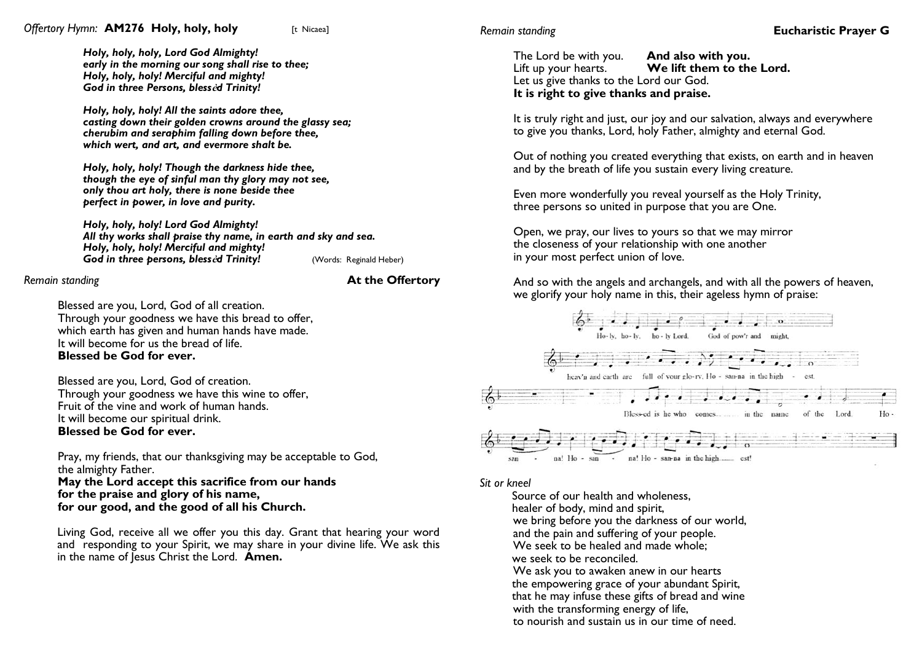*Offertory Hymn:* **AM276 Holy, holy, holy** [t Nicaea]

***Holy, holy, holy, Lord God Almighty!***
***early in the morning our song shall rise to thee;***
***Holy, holy, holy! Merciful and mighty!***
***God in three Persons, blessèd Trinity!***

***Holy, holy, holy! All the saints adore thee,***
***casting down their golden crowns around the glassy sea;***
***cherubim and seraphim falling down before thee,***
***which wert, and art, and evermore shalt be.***

***Holy, holy, holy! Though the darkness hide thee,***
***though the eye of sinful man thy glory may not see,***
***only thou art holy, there is none beside thee***
***perfect in power, in love and purity.***

***Holy, holy, holy! Lord God Almighty!***
***All thy works shall praise thy name, in earth and sky and sea.***
***Holy, holy, holy! Merciful and mighty!***
***God in three persons, blessèd Trinity!*** (Words: Reginald Heber)

*Remain standing*

**At the Offertory**

Blessed are you, Lord, God of all creation.
Through your goodness we have this bread to offer,
which earth has given and human hands have made.
It will become for us the bread of life.
**Blessed be God for ever.**

Blessed are you, Lord, God of creation.
Through your goodness we have this wine to offer,
Fruit of the vine and work of human hands.
It will become our spiritual drink.
**Blessed be God for ever.**

Pray, my friends, that our thanksgiving may be acceptable to God,
the almighty Father.
**May the Lord accept this sacrifice from our hands**
**for the praise and glory of his name,**
**for our good, and the good of all his Church.**

Living God, receive all we offer you this day. Grant that hearing your word and responding to your Spirit, we may share in your divine life. We ask this in the name of Jesus Christ the Lord. **Amen.**

*Remain standing*

**Eucharistic Prayer G**

The Lord be with you. **And also with you.**
Lift up your hearts. **We lift them to the Lord.**
Let us give thanks to the Lord our God.
**It is right to give thanks and praise.**

It is truly right and just, our joy and our salvation, always and everywhere to give you thanks, Lord, holy Father, almighty and eternal God.

Out of nothing you created everything that exists, on earth and in heaven and by the breath of life you sustain every living creature.

Even more wonderfully you reveal yourself as the Holy Trinity,
three persons so united in purpose that you are One.

Open, we pray, our lives to yours so that we may mirror
the closeness of your relationship with one another
in your most perfect union of love.

And so with the angels and archangels, and with all the powers of heaven, we glorify your holy name in this, their ageless hymn of praise:

Ho-ly, ho-ly, ho-ly Lord, God of pow'r and might,
heav'n and earth are full of your glo-ry. Ho-san-na in the high-est.
Bless-ed is he who comes... in the name of the Lord. Ho-
san-na! Ho-san-na! Ho-san-na in the high-est!

*Sit or kneel*

Source of our health and wholeness,
healer of body, mind and spirit,
we bring before you the darkness of our world,
and the pain and suffering of your people.
We seek to be healed and made whole;
we seek to be reconciled.
We ask you to awaken anew in our hearts
the empowering grace of your abundant Spirit,
that he may infuse these gifts of bread and wine
with the transforming energy of life,
to nourish and sustain us in our time of need.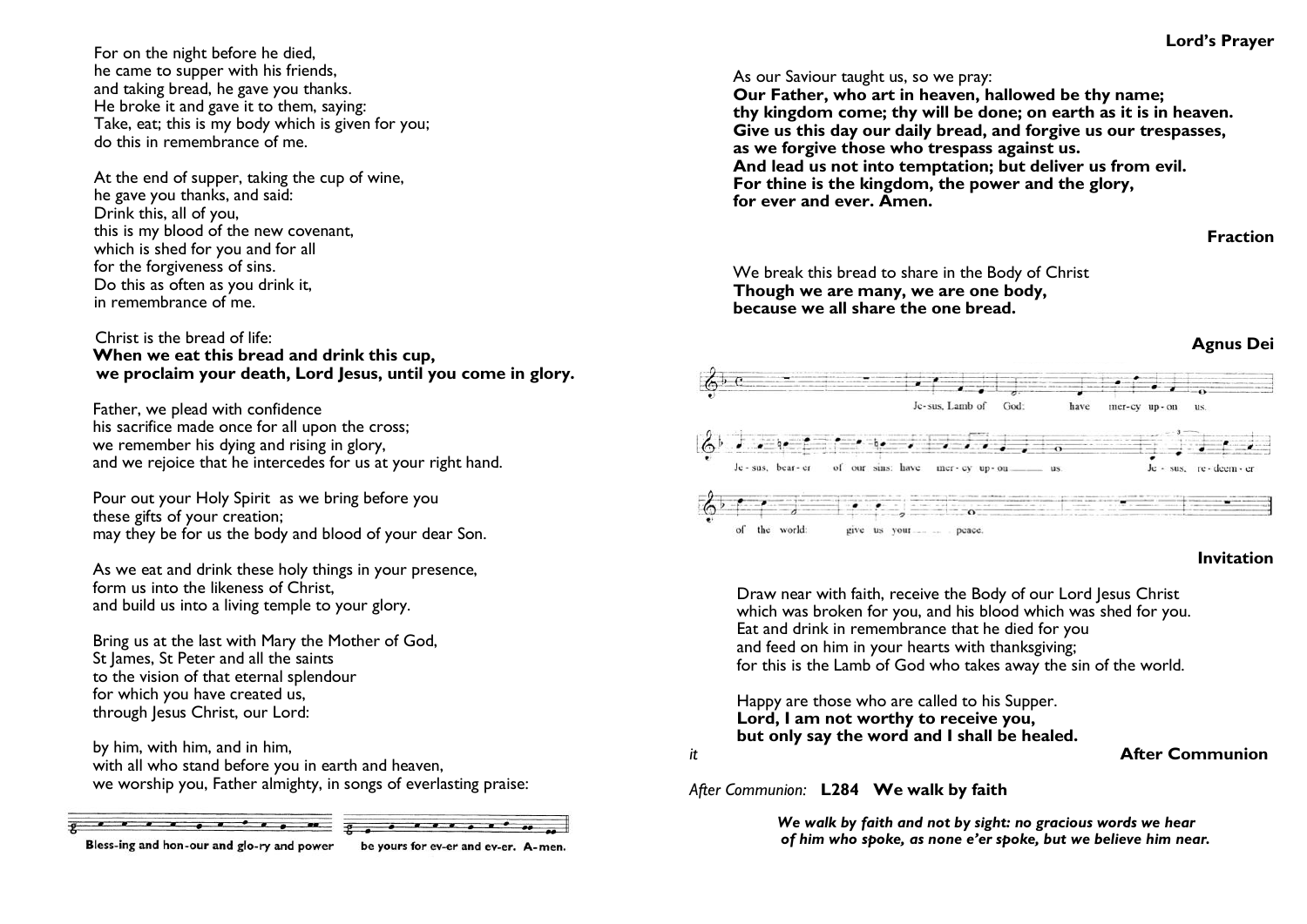For on the night before he died,
he came to supper with his friends,
and taking bread, he gave you thanks.
He broke it and gave it to them, saying:
Take, eat; this is my body which is given for you;
do this in remembrance of me.

At the end of supper, taking the cup of wine,
he gave you thanks, and said:
Drink this, all of you,
this is my blood of the new covenant,
which is shed for you and for all
for the forgiveness of sins.
Do this as often as you drink it,
in remembrance of me.

Christ is the bread of life:
**When we eat this bread and drink this cup,**
**we proclaim your death, Lord Jesus, until you come in glory.**

Father, we plead with confidence
his sacrifice made once for all upon the cross;
we remember his dying and rising in glory,
and we rejoice that he intercedes for us at your right hand.

Pour out your Holy Spirit as we bring before you
these gifts of your creation;
may they be for us the body and blood of your dear Son.

As we eat and drink these holy things in your presence,
form us into the likeness of Christ,
and build us into a living temple to your glory.

Bring us at the last with Mary the Mother of God,
St James, St Peter and all the saints
to the vision of that eternal splendour
for which you have created us,
through Jesus Christ, our Lord:

by him, with him, and in him,
with all who stand before you in earth and heaven,
we worship you, Father almighty, in songs of everlasting praise:

**Bless-ing and hon-our and glo-ry and power be yours for ev-er and ev-er. A-men.**

## Lord's Prayer

As our Saviour taught us, so we pray:
**Our Father, who art in heaven, hallowed be thy name;**
**thy kingdom come; thy will be done; on earth as it is in heaven.**
**Give us this day our daily bread, and forgive us our trespasses,**
**as we forgive those who trespass against us.**
**And lead us not into temptation; but deliver us from evil.**
**For thine is the kingdom, the power and the glory,**
**for ever and ever. Amen.**

## Fraction

We break this bread to share in the Body of Christ
**Though we are many, we are one body,**
**because we all share the one bread.**

## Agnus Dei

Je-sus, Lamb of God: have mer-cy up-on us.
Je-sus, bear-er of our sins: have mer-cy up-on us.
Je-sus, re-deem-er of the world: give us your peace.

## Invitation

Draw near with faith, receive the Body of our Lord Jesus Christ
which was broken for you, and his blood which was shed for you.
Eat and drink in remembrance that he died for you
and feed on him in your hearts with thanksgiving;
for this is the Lamb of God who takes away the sin of the world.

Happy are those who are called to his Supper.
**Lord, I am not worthy to receive you,**
**but only say the word and I shall be healed.**

*it*

## After Communion

*After Communion:* **L284 We walk by faith**

***We walk by faith and not by sight: no gracious words we hear***
***of him who spoke, as none e'er spoke, but we believe him near.***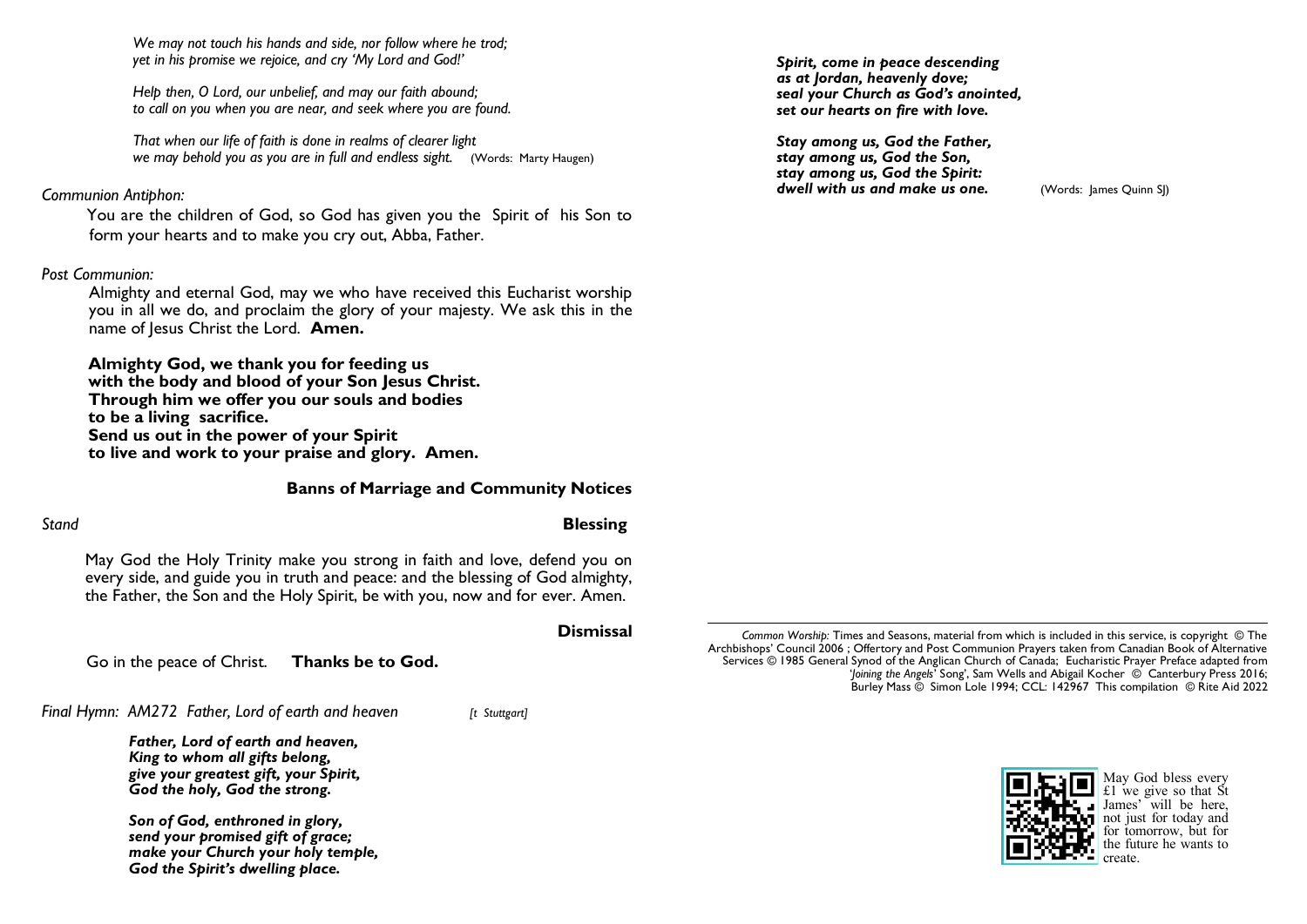*We may not touch his hands and side, nor follow where he trod;*
*yet in his promise we rejoice, and cry 'My Lord and God!'*

*Help then, O Lord, our unbelief, and may our faith abound;*
*to call on you when you are near, and seek where you are found.*

*That when our life of faith is done in realms of clearer light*
*we may behold you as you are in full and endless sight.* (Words: Marty Haugen)

*Communion Antiphon:*

You are the children of God, so God has given you the Spirit of his Son to form your hearts and to make you cry out, Abba, Father.

*Post Communion:*

Almighty and eternal God, may we who have received this Eucharist worship you in all we do, and proclaim the glory of your majesty. We ask this in the name of Jesus Christ the Lord. **Amen.**

**Almighty God, we thank you for feeding us**
**with the body and blood of your Son Jesus Christ.**
**Through him we offer you our souls and bodies**
**to be a living sacrifice.**
**Send us out in the power of your Spirit**
**to live and work to your praise and glory. Amen.**

**Banns of Marriage and Community Notices**

*Stand* **Blessing**

May God the Holy Trinity make you strong in faith and love, defend you on every side, and guide you in truth and peace: and the blessing of God almighty, the Father, the Son and the Holy Spirit, be with you, now and for ever. Amen.

**Dismissal**

Go in the peace of Christ. **Thanks be to God.**

*Final Hymn: AM272 Father, Lord of earth and heaven* *[t Stuttgart]*

***Father, Lord of earth and heaven,***
***King to whom all gifts belong,***
***give your greatest gift, your Spirit,***
***God the holy, God the strong.***

***Son of God, enthroned in glory,***
***send your promised gift of grace;***
***make your Church your holy temple,***
***God the Spirit's dwelling place.***

***Spirit, come in peace descending***
***as at Jordan, heavenly dove;***
***seal your Church as God's anointed,***
***set our hearts on fire with love.***

***Stay among us, God the Father,***
***stay among us, God the Son,***
***stay among us, God the Spirit:***
***dwell with us and make us one.*** (Words: James Quinn SJ)

---

*Common Worship:* Times and Seasons, material from which is included in this service, is copyright © The Archbishops' Council 2006 ; Offertory and Post Communion Prayers taken from Canadian Book of Alternative Services © 1985 General Synod of the Anglican Church of Canada; Eucharistic Prayer Preface adapted from '*Joining the Angels*' Song', Sam Wells and Abigail Kocher © Canterbury Press 2016; Burley Mass © Simon Lole 1994; CCL: 142967 This compilation © Rite Aid 2022

May God bless every £1 we give so that St James' will be here, not just for today and for tomorrow, but for the future he wants to create.